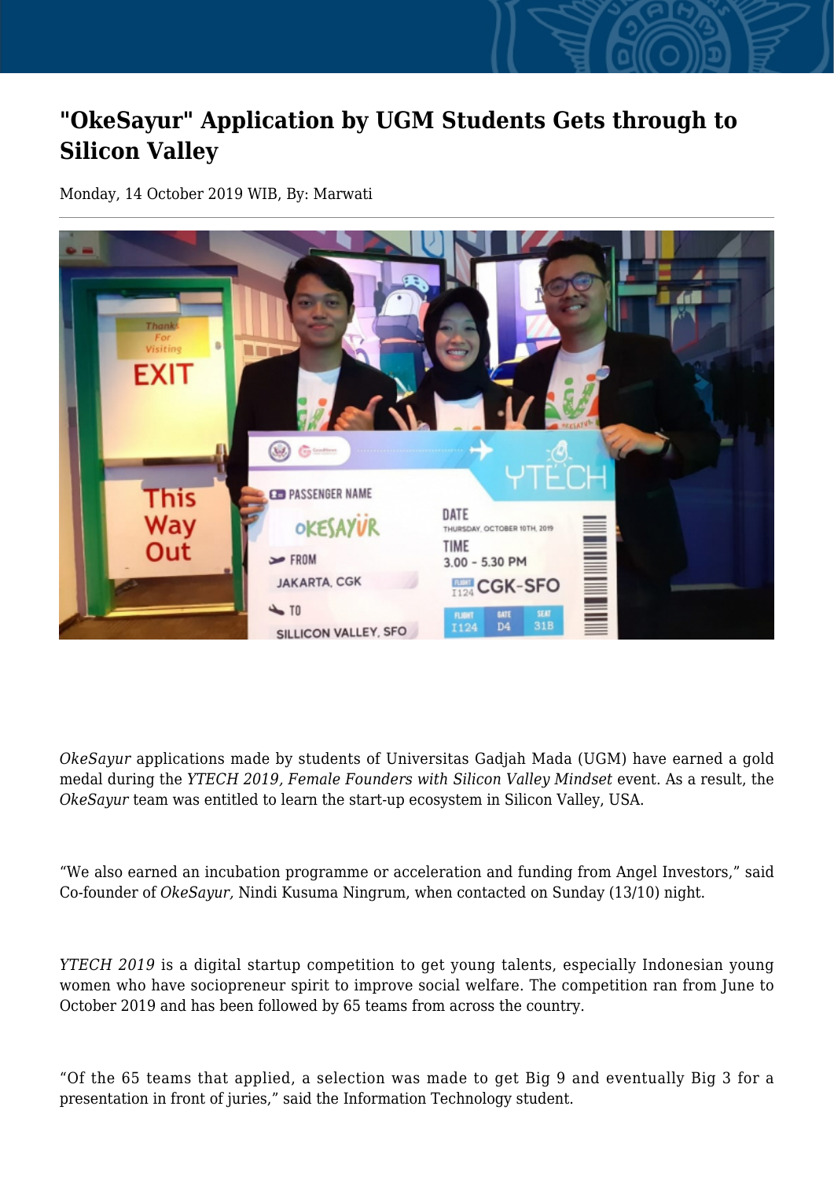# "OkeSayur" Application by UGM Students Gets through to Silicon Valley

Monday, 14 October 2019 WIB, By: Marwati

*OkeSayur* applications made by students of Universitas Gadjah Mada (UGM) have earned a gold medal during the *YTECH 2019, Female Founders with Silicon Valley Mindset* event. As a result, the *OkeSayur* team was entitled to learn the start-up ecosystem in Silicon Valley, USA.

“We also earned an incubation programme or acceleration and funding from Angel Investors,” said Co-founder of *OkeSayur,* Nindi Kusuma Ningrum, when contacted on Sunday (13/10) night.

*YTECH 2019* is a digital startup competition to get young talents, especially Indonesian young women who have sociopreneur spirit to improve social welfare. The competition ran from June to October 2019 and has been followed by 65 teams from across the country.

“Of the 65 teams that applied, a selection was made to get Big 9 and eventually Big 3 for a presentation in front of juries,” said the Information Technology student.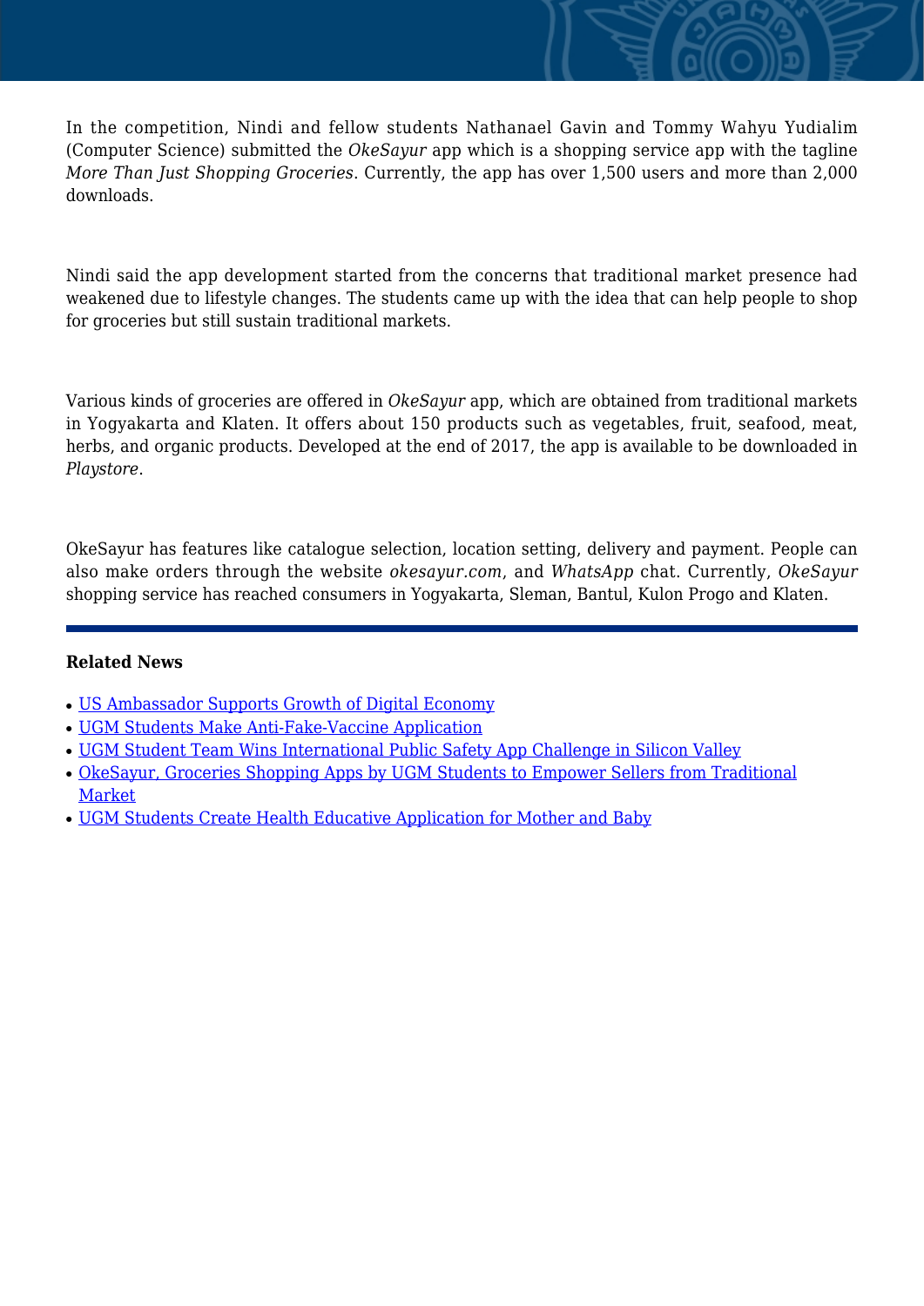In the competition, Nindi and fellow students Nathanael Gavin and Tommy Wahyu Yudialim (Computer Science) submitted the *OkeSayur* app which is a shopping service app with the tagline *More Than Just Shopping Groceries*. Currently, the app has over 1,500 users and more than 2,000 downloads.

Nindi said the app development started from the concerns that traditional market presence had weakened due to lifestyle changes. The students came up with the idea that can help people to shop for groceries but still sustain traditional markets.

Various kinds of groceries are offered in *OkeSayur* app, which are obtained from traditional markets in Yogyakarta and Klaten. It offers about 150 products such as vegetables, fruit, seafood, meat, herbs, and organic products. Developed at the end of 2017, the app is available to be downloaded in *Playstore*.

OkeSayur has features like catalogue selection, location setting, delivery and payment. People can also make orders through the website *okesayur.com*, and *WhatsApp* chat. Currently, *OkeSayur* shopping service has reached consumers in Yogyakarta, Sleman, Bantul, Kulon Progo and Klaten.

---

**Related News**

- US Ambassador Supports Growth of Digital Economy
- UGM Students Make Anti-Fake-Vaccine Application
- UGM Student Team Wins International Public Safety App Challenge in Silicon Valley
- OkeSayur, Groceries Shopping Apps by UGM Students to Empower Sellers from Traditional Market
- UGM Students Create Health Educative Application for Mother and Baby